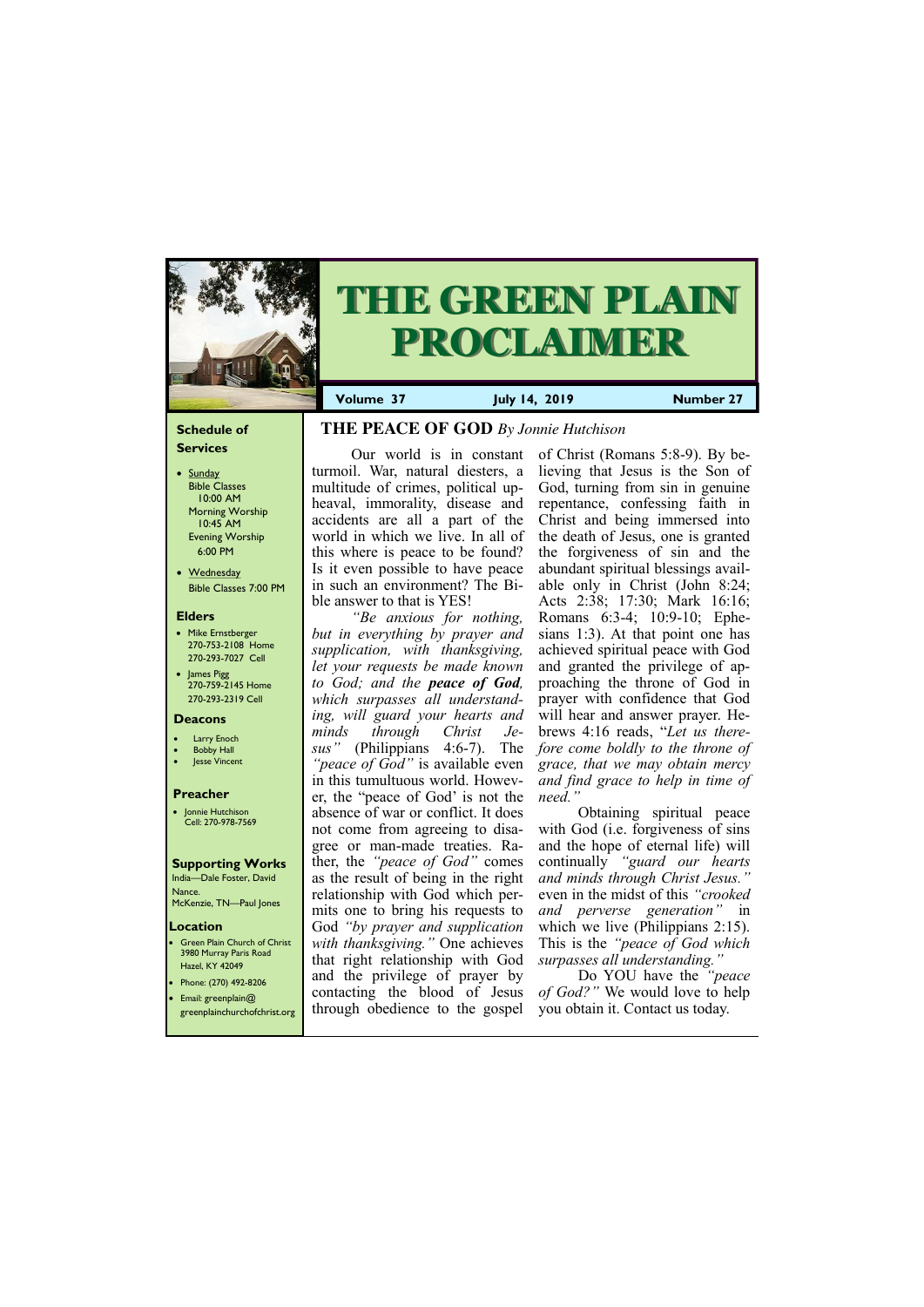# THE GREEN PLAIN PROCLAIMER

**Volume 37** | **July 14, 2019** | **Number 27**

### Schedule of Services

- Sunday
  - Bible Classes 10:00 AM
  - Morning Worship 10:45 AM
  - Evening Worship 6:00 PM
- Wednesday
  - Bible Classes 7:00 PM

### Elders

- Mike Ernstberger 270-753-2108 Home 270-293-7027 Cell
- James Pigg 270-759-2145 Home 270-293-2319 Cell

### Deacons

- Larry Enoch
- Bobby Hall
- Jesse Vincent

### Preacher

- Jonnie Hutchison Cell: 270-978-7569

### Supporting Works

India—Dale Foster, David Nance.
McKenzie, TN—Paul Jones

### Location

- Green Plain Church of Christ 3980 Murray Paris Road Hazel, KY 42049
- Phone: (270) 492-8206
- Email: greenplain@greenplainchurchofchrist.org

## THE PEACE OF GOD *By Jonnie Hutchison*

Our world is in constant turmoil. War, natural diesters, a multitude of crimes, political upheaval, immorality, disease and accidents are all a part of the world in which we live. In all of this where is peace to be found? Is it even possible to have peace in such an environment? The Bible answer to that is YES!

*"Be anxious for nothing, but in everything by prayer and supplication, with thanksgiving, let your requests be made known to God; and the* ***peace of God****, which surpasses all understanding, will guard your hearts and minds through Christ Jesus"* (Philippians 4:6-7). The *"peace of God"* is available even in this tumultuous world. However, the "peace of God' is not the absence of war or conflict. It does not come from agreeing to disagree or man-made treaties. Rather, the *"peace of God"* comes as the result of being in the right relationship with God which permits one to bring his requests to God *"by prayer and supplication with thanksgiving."* One achieves that right relationship with God and the privilege of prayer by contacting the blood of Jesus through obedience to the gospel of Christ (Romans 5:8-9). By believing that Jesus is the Son of God, turning from sin in genuine repentance, confessing faith in Christ and being immersed into the death of Jesus, one is granted the forgiveness of sin and the abundant spiritual blessings available only in Christ (John 8:24; Acts 2:38; 17:30; Mark 16:16; Romans 6:3-4; 10:9-10; Ephesians 1:3). At that point one has achieved spiritual peace with God and granted the privilege of approaching the throne of God in prayer with confidence that God will hear and answer prayer. Hebrews 4:16 reads, "*Let us therefore come boldly to the throne of grace, that we may obtain mercy and find grace to help in time of need."*

Obtaining spiritual peace with God (i.e. forgiveness of sins and the hope of eternal life) will continually *"guard our hearts and minds through Christ Jesus."* even in the midst of this *"crooked and perverse generation"* in which we live (Philippians 2:15). This is the *"peace of God which surpasses all understanding."*

Do YOU have the *"peace of God?"* We would love to help you obtain it. Contact us today.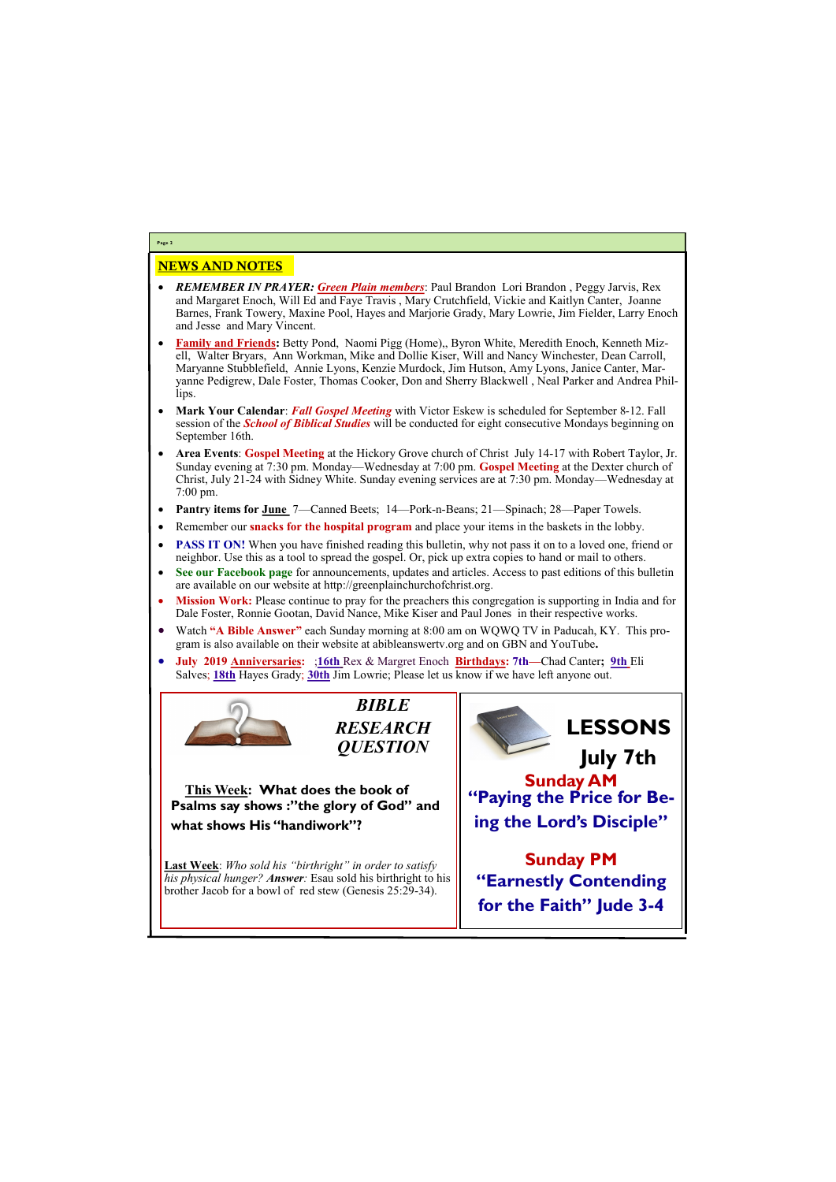## NEWS AND NOTES

- ***REMEMBER IN PRAYER:*** ***Green Plain members***: Paul Brandon Lori Brandon , Peggy Jarvis, Rex and Margaret Enoch, Will Ed and Faye Travis , Mary Crutchfield, Vickie and Kaitlyn Canter, Joanne Barnes, Frank Towery, Maxine Pool, Hayes and Marjorie Grady, Mary Lowrie, Jim Fielder, Larry Enoch and Jesse and Mary Vincent.
- **Family and Friends:** Betty Pond, Naomi Pigg (Home),, Byron White, Meredith Enoch, Kenneth Mizell, Walter Bryars, Ann Workman, Mike and Dollie Kiser, Will and Nancy Winchester, Dean Carroll, Maryanne Stubblefield, Annie Lyons, Kenzie Murdock, Jim Hutson, Amy Lyons, Janice Canter, Maryanne Pedigrew, Dale Foster, Thomas Cooker, Don and Sherry Blackwell , Neal Parker and Andrea Phillips.
- **Mark Your Calendar**: ***Fall Gospel Meeting*** with Victor Eskew is scheduled for September 8-12. Fall session of the ***School of Biblical Studies*** will be conducted for eight consecutive Mondays beginning on September 16th.
- **Area Events**: **Gospel Meeting** at the Hickory Grove church of Christ July 14-17 with Robert Taylor, Jr. Sunday evening at 7:30 pm. Monday—Wednesday at 7:00 pm. **Gospel Meeting** at the Dexter church of Christ, July 21-24 with Sidney White. Sunday evening services are at 7:30 pm. Monday—Wednesday at 7:00 pm.
- **Pantry items for June** 7—Canned Beets; 14—Pork-n-Beans; 21—Spinach; 28—Paper Towels.
- Remember our **snacks for the hospital program** and place your items in the baskets in the lobby.
- **PASS IT ON!** When you have finished reading this bulletin, why not pass it on to a loved one, friend or neighbor. Use this as a tool to spread the gospel. Or, pick up extra copies to hand or mail to others.
- **See our Facebook page** for announcements, updates and articles. Access to past editions of this bulletin are available on our website at http://greenplainchurchofchrist.org.
- **Mission Work:** Please continue to pray for the preachers this congregation is supporting in India and for Dale Foster, Ronnie Gootan, David Nance, Mike Kiser and Paul Jones in their respective works.
- Watch **"A Bible Answer"** each Sunday morning at 8:00 am on WQWQ TV in Paducah, KY. This program is also available on their website at abibleanswertv.org and on GBN and YouTube**.**
- **July 2019 Anniversaries:** ;**16th** Rex & Margret Enoch **Birthdays: 7th—**Chad Canter**; 9th** Eli Salves; **18th** Hayes Grady; **30th** Jim Lowrie; Please let us know if we have left anyone out.

### *BIBLE RESEARCH QUESTION*

**This Week: What does the book of Psalms say shows :"the glory of God" and what shows His "handiwork"?**

**Last Week**: *Who sold his "birthright" in order to satisfy his physical hunger? **Answer:*** Esau sold his birthright to his brother Jacob for a bowl of red stew (Genesis 25:29-34).

### LESSONS July 7th

**Sunday AM**
**"Paying the Price for Being the Lord's Disciple"**

**Sunday PM**
**"Earnestly Contending for the Faith" Jude 3-4**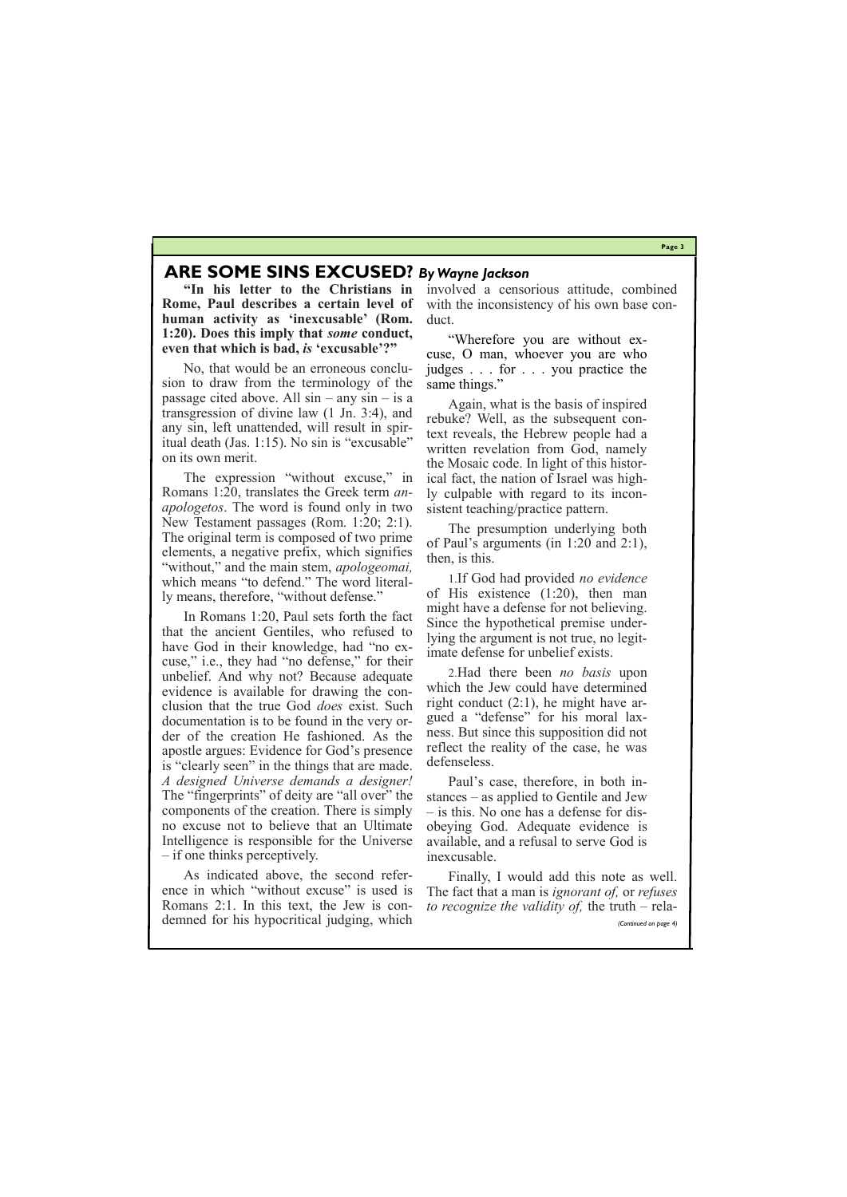## ARE SOME SINS EXCUSED? *By Wayne Jackson*

**"In his letter to the Christians in Rome, Paul describes a certain level of human activity as 'inexcusable' (Rom. 1:20). Does this imply that *some* conduct, even that which is bad, *is* 'excusable'?"**

No, that would be an erroneous conclusion to draw from the terminology of the passage cited above. All sin – any sin – is a transgression of divine law (1 Jn. 3:4), and any sin, left unattended, will result in spiritual death (Jas. 1:15). No sin is "excusable" on its own merit.

The expression "without excuse," in Romans 1:20, translates the Greek term *anapologetos*. The word is found only in two New Testament passages (Rom. 1:20; 2:1). The original term is composed of two prime elements, a negative prefix, which signifies "without," and the main stem, *apologeomai,* which means "to defend." The word literally means, therefore, "without defense."

In Romans 1:20, Paul sets forth the fact that the ancient Gentiles, who refused to have God in their knowledge, had "no excuse," i.e., they had "no defense," for their unbelief. And why not? Because adequate evidence is available for drawing the conclusion that the true God *does* exist. Such documentation is to be found in the very order of the creation He fashioned. As the apostle argues: Evidence for God's presence is "clearly seen" in the things that are made. *A designed Universe demands a designer!* The "fingerprints" of deity are "all over" the components of the creation. There is simply no excuse not to believe that an Ultimate Intelligence is responsible for the Universe – if one thinks perceptively.

As indicated above, the second reference in which "without excuse" is used is Romans 2:1. In this text, the Jew is condemned for his hypocritical judging, which involved a censorious attitude, combined with the inconsistency of his own base conduct.

> "Wherefore you are without excuse, O man, whoever you are who judges . . . for . . . you practice the same things."

Again, what is the basis of inspired rebuke? Well, as the subsequent context reveals, the Hebrew people had a written revelation from God, namely the Mosaic code. In light of this historical fact, the nation of Israel was highly culpable with regard to its inconsistent teaching/practice pattern.

The presumption underlying both of Paul's arguments (in 1:20 and 2:1), then, is this.

1. If God had provided *no evidence* of His existence (1:20), then man might have a defense for not believing. Since the hypothetical premise underlying the argument is not true, no legitimate defense for unbelief exists.

2. Had there been *no basis* upon which the Jew could have determined right conduct (2:1), he might have argued a "defense" for his moral laxness. But since this supposition did not reflect the reality of the case, he was defenseless.

Paul's case, therefore, in both instances – as applied to Gentile and Jew – is this. No one has a defense for disobeying God. Adequate evidence is available, and a refusal to serve God is inexcusable.

Finally, I would add this note as well. The fact that a man is *ignorant of,* or *refuses to recognize the validity of,* the truth – rela-

*(Continued on page 4)*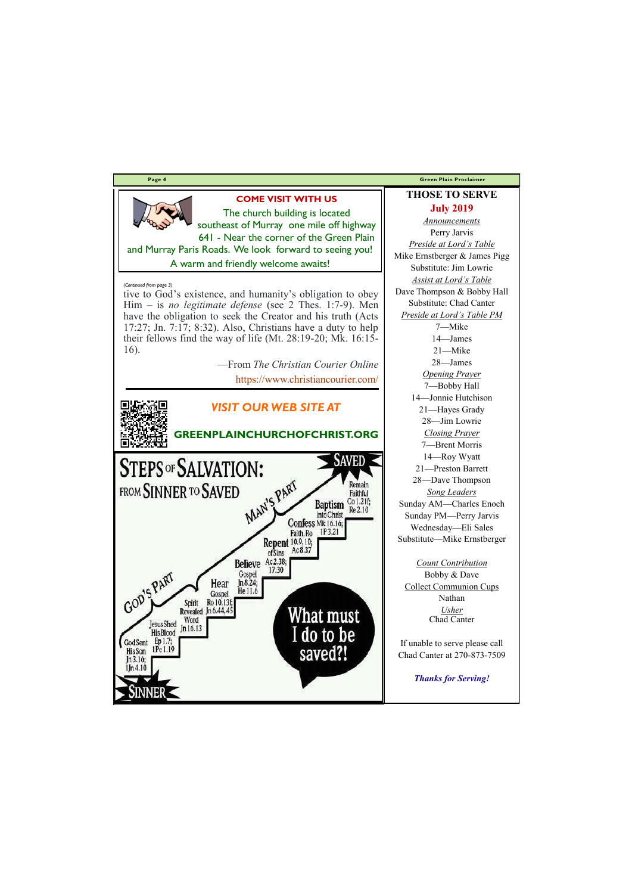## COME VISIT WITH US

The church building is located southeast of Murray one mile off highway 641 - Near the corner of the Green Plain and Murray Paris Roads. We look forward to seeing you! A warm and friendly welcome awaits!

*(Continued from page 3)*

tive to God's existence, and humanity's obligation to obey Him – is *no legitimate defense* (see 2 Thes. 1:7-9). Men have the obligation to seek the Creator and his truth (Acts 17:27; Jn. 7:17; 8:32). Also, Christians have a duty to help their fellows find the way of life (Mt. 28:19-20; Mk. 16:15-16).

—From *The Christian Courier Online*
https://www.christiancourier.com/

## *VISIT OUR WEB SITE AT*

**GREENPLAINCHURCHOFCHRIST.ORG**

STEPS OF SALVATION:
FROM SINNER TO SAVED

SAVED
Remain Faithful Co 1.21f; Re 2.10
MAN'S PART
Baptism into Christ
Confess Mk 16.16; Faith, Ro 1P 3.21
Repent of Sins 10.9,10; Ac 8.37
Believe Gospel Ac 2.38; 17.30
Hear Gospel Jn 8.24; He 11.6
GOD'S PART
Spirit Revealed Word Ro 10.13f; Jn 6.44,45
Jesus Shed His Blood Jn 16.13
God Sent His Son Ep 1.7; 1Pe 1.19 Jn 3.16; 1Jn 4.10
SINNER
What must I do to be saved?!

## THOSE TO SERVE

**July 2019**

*Announcements*
Perry Jarvis

*Preside at Lord's Table*
Mike Ernstberger & James Pigg
Substitute: Jim Lowrie

*Assist at Lord's Table*
Dave Thompson & Bobby Hall
Substitute: Chad Canter

*Preside at Lord's Table PM*
7—Mike
14—James
21—Mike
28—James

*Opening Prayer*
7—Bobby Hall
14—Jonnie Hutchison
21—Hayes Grady
28—Jim Lowrie

*Closing Prayer*
7—Brent Morris
14—Roy Wyatt
21—Preston Barrett
28—Dave Thompson

*Song Leaders*
Sunday AM—Charles Enoch
Sunday PM—Perry Jarvis
Wednesday—Eli Sales
Substitute—Mike Ernstberger

*Count Contribution*
Bobby & Dave

Collect Communion Cups
Nathan

*Usher*
Chad Canter

If unable to serve please call Chad Canter at 270-873-7509

***Thanks for Serving!***